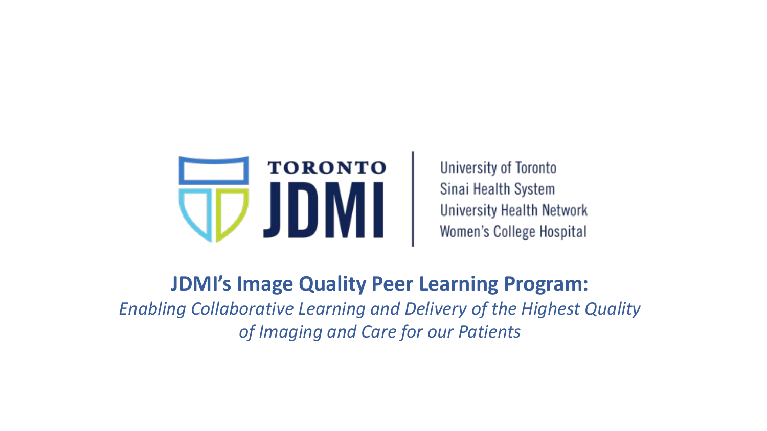TORONTO
JDMI

University of Toronto
Sinai Health System
University Health Network
Women's College Hospital

# JDMI's Image Quality Peer Learning Program:

*Enabling Collaborative Learning and Delivery of the Highest Quality of Imaging and Care for our Patients*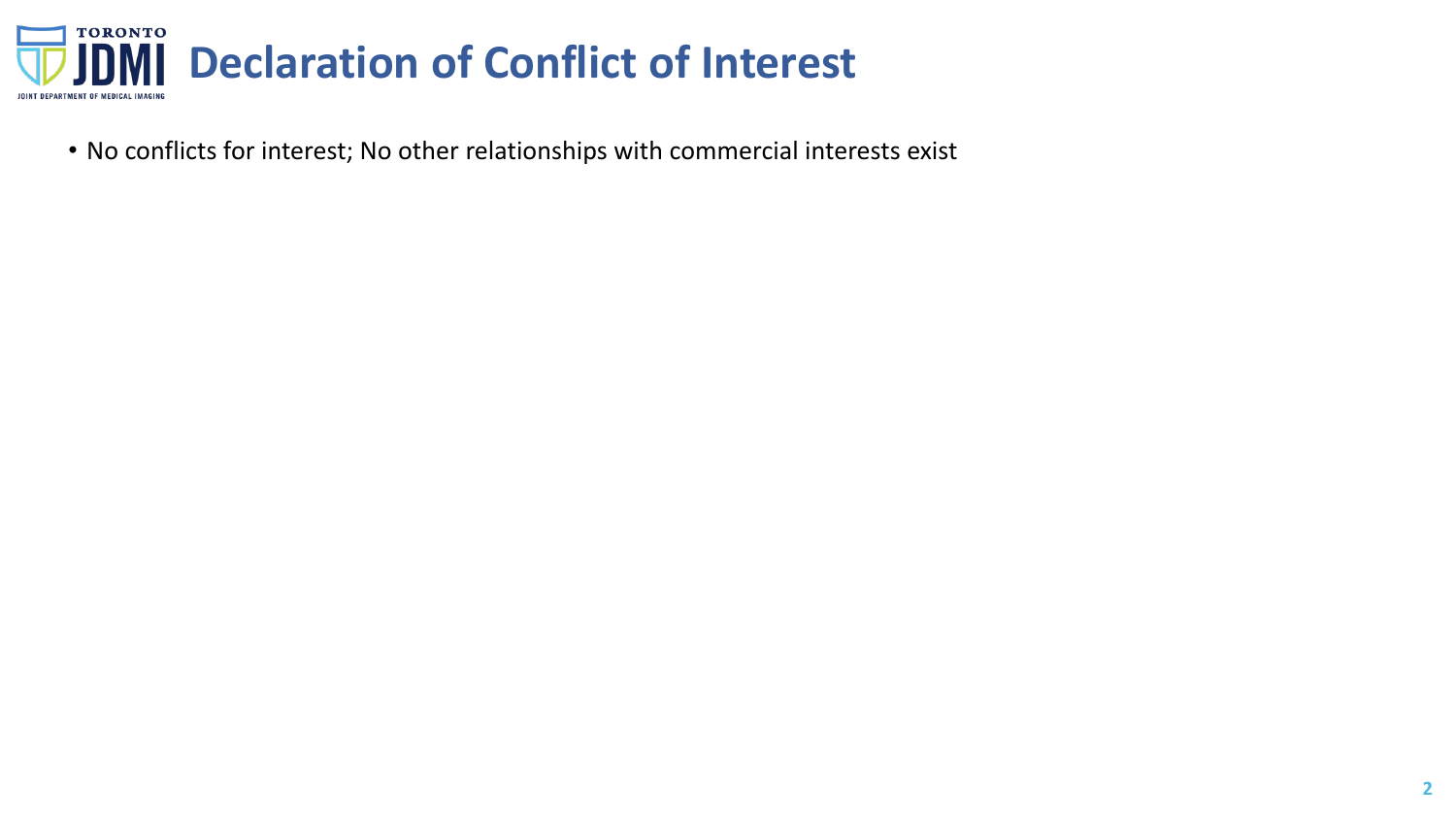# Declaration of Conflict of Interest

- No conflicts for interest; No other relationships with commercial interests exist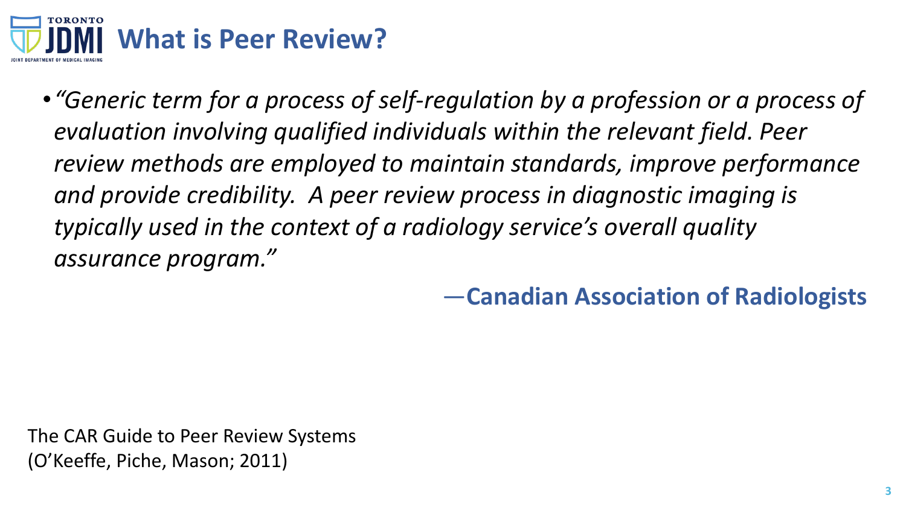# What is Peer Review?

- *"Generic term for a process of self-regulation by a profession or a process of evaluation involving qualified individuals within the relevant field. Peer review methods are employed to maintain standards, improve performance and provide credibility. A peer review process in diagnostic imaging is typically used in the context of a radiology service's overall quality assurance program."*

—**Canadian Association of Radiologists**

The CAR Guide to Peer Review Systems
(O'Keeffe, Piche, Mason; 2011)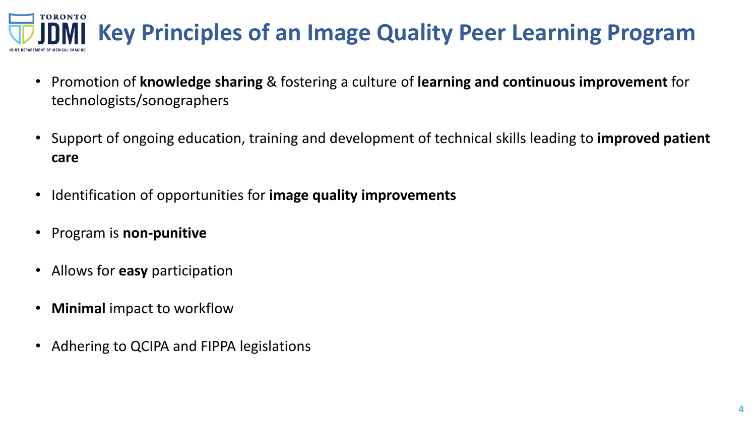# Key Principles of an Image Quality Peer Learning Program

- Promotion of **knowledge sharing** & fostering a culture of **learning and continuous improvement** for technologists/sonographers
- Support of ongoing education, training and development of technical skills leading to **improved patient care**
- Identification of opportunities for **image quality improvements**
- Program is **non-punitive**
- Allows for **easy** participation
- **Minimal** impact to workflow
- Adhering to QCIPA and FIPPA legislations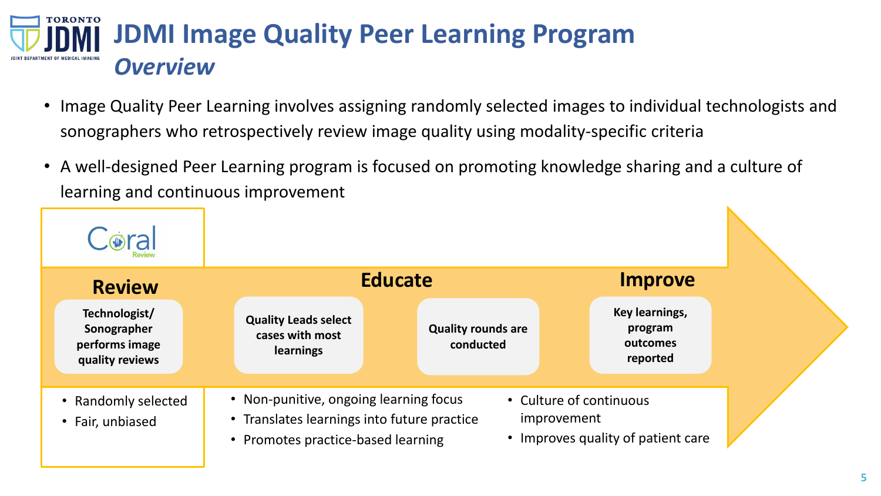# JDMI Image Quality Peer Learning Program
## *Overview*

- Image Quality Peer Learning involves assigning randomly selected images to individual technologists and sonographers who retrospectively review image quality using modality-specific criteria
- A well-designed Peer Learning program is focused on promoting knowledge sharing and a culture of learning and continuous improvement

Coral Review

### Review

**Technologist/ Sonographer performs image quality reviews**

- Randomly selected
- Fair, unbiased

### Educate

**Quality Leads select cases with most learnings**

**Quality rounds are conducted**

- Non-punitive, ongoing learning focus
- Translates learnings into future practice
- Promotes practice-based learning

### Improve

**Key learnings, program outcomes reported**

- Culture of continuous improvement
- Improves quality of patient care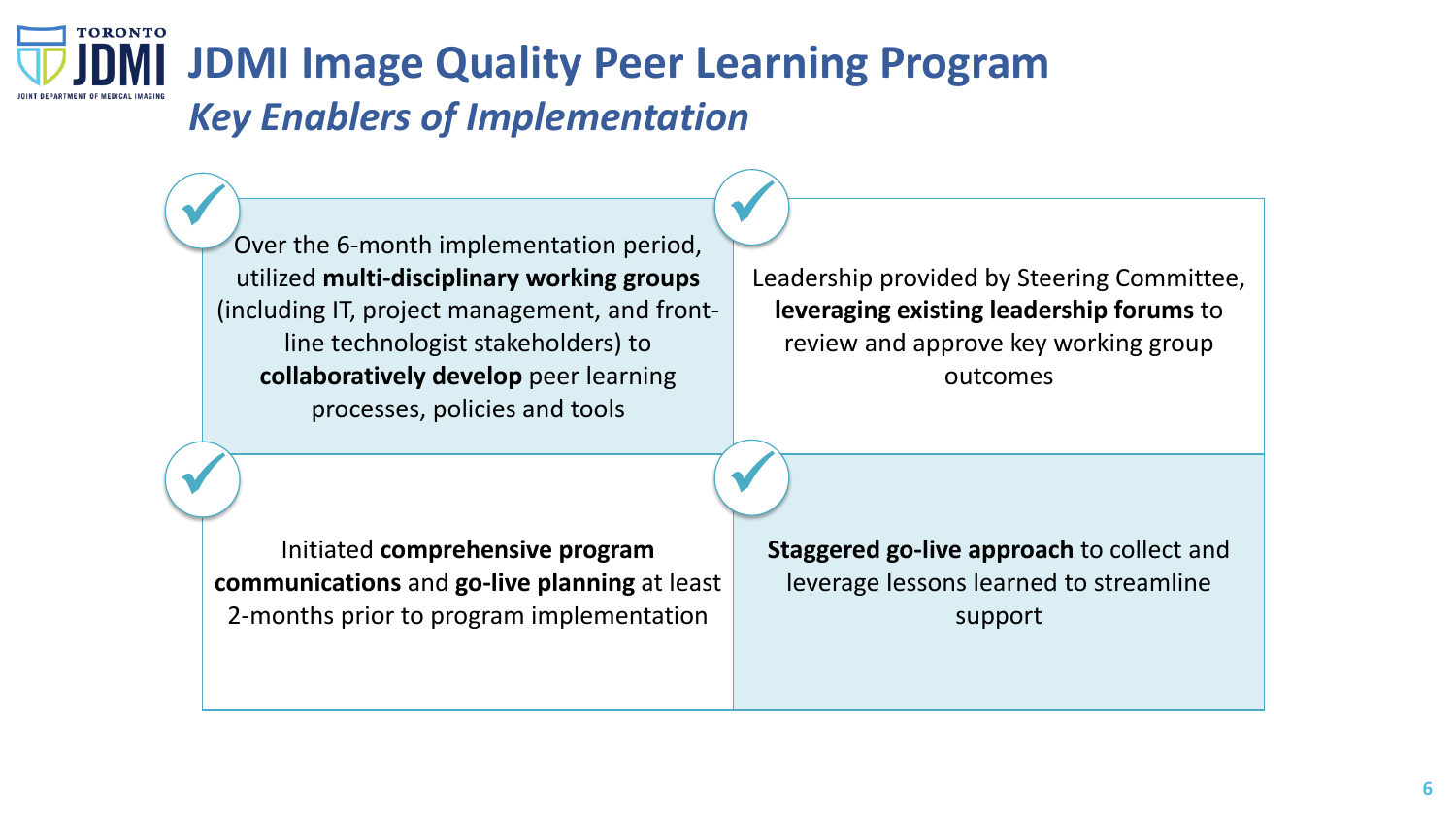# JDMI Image Quality Peer Learning Program

## *Key Enablers of Implementation*

- Over the 6-month implementation period, utilized **multi-disciplinary working groups** (including IT, project management, and front-line technologist stakeholders) to **collaboratively develop** peer learning processes, policies and tools

- Leadership provided by Steering Committee, **leveraging existing leadership forums** to review and approve key working group outcomes

- Initiated **comprehensive program communications** and **go-live planning** at least 2-months prior to program implementation

- **Staggered go-live approach** to collect and leverage lessons learned to streamline support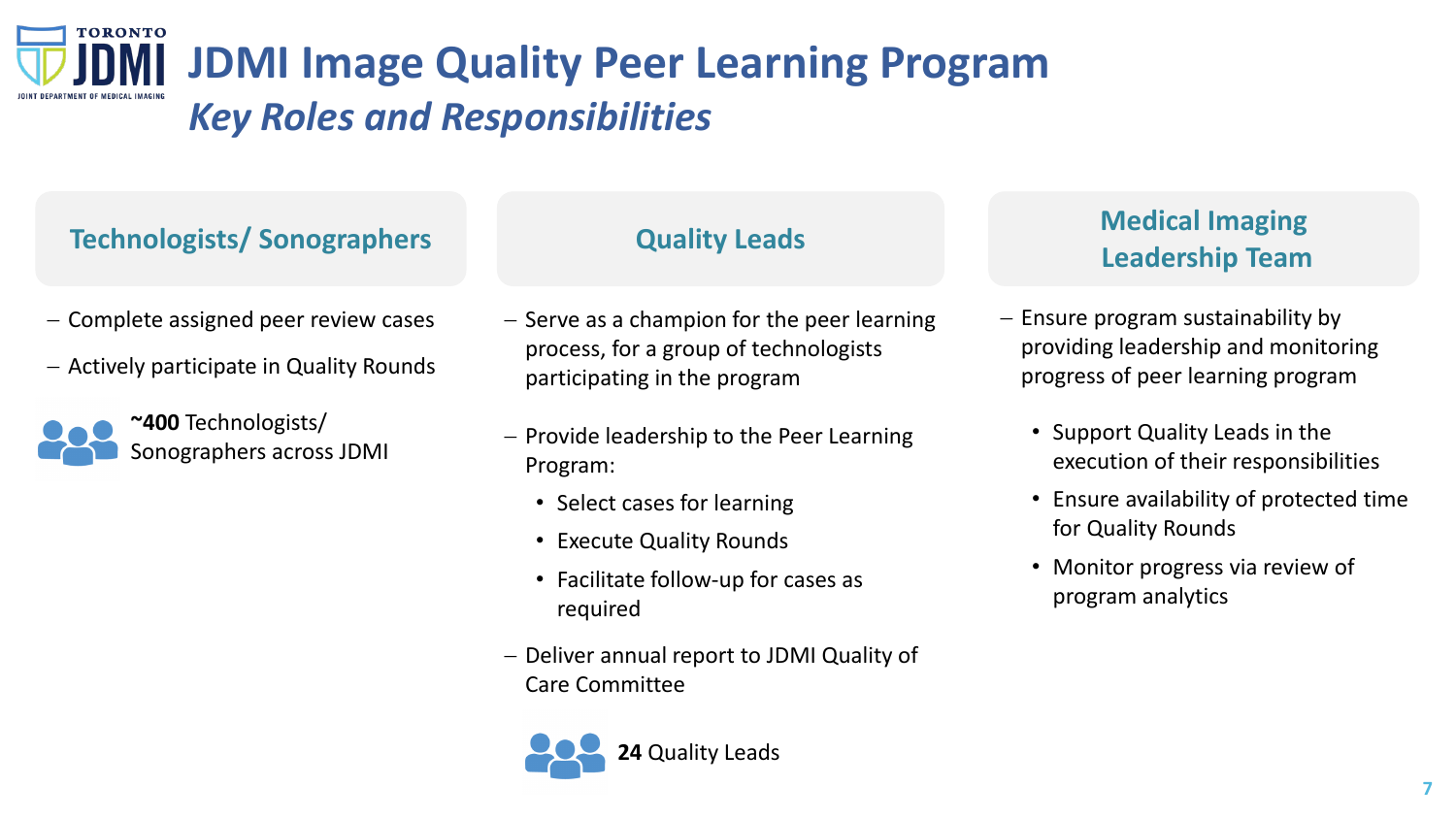# JDMI Image Quality Peer Learning Program

## *Key Roles and Responsibilities*

### Technologists/ Sonographers

- Complete assigned peer review cases
- Actively participate in Quality Rounds

**~400** Technologists/ Sonographers across JDMI

### Quality Leads

- Serve as a champion for the peer learning process, for a group of technologists participating in the program
- Provide leadership to the Peer Learning Program:
  - Select cases for learning
  - Execute Quality Rounds
  - Facilitate follow-up for cases as required
- Deliver annual report to JDMI Quality of Care Committee

**24** Quality Leads

### Medical Imaging Leadership Team

- Ensure program sustainability by providing leadership and monitoring progress of peer learning program
  - Support Quality Leads in the execution of their responsibilities
  - Ensure availability of protected time for Quality Rounds
  - Monitor progress via review of program analytics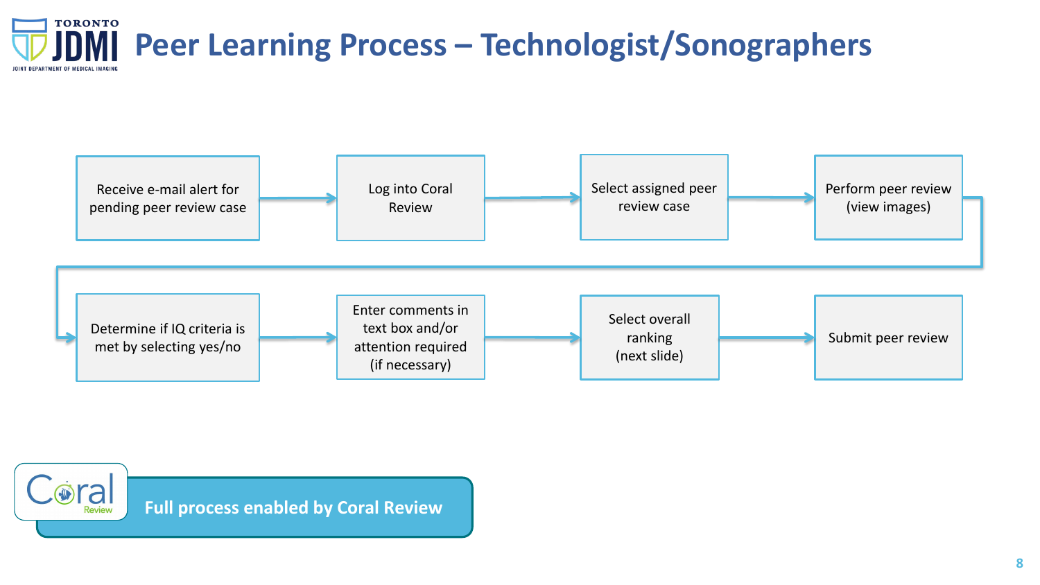# Peer Learning Process – Technologist/Sonographers

1. Receive e-mail alert for pending peer review case
2. Log into Coral Review
3. Select assigned peer review case
4. Perform peer review (view images)
5. Determine if IQ criteria is met by selecting yes/no
6. Enter comments in text box and/or attention required (if necessary)
7. Select overall ranking (next slide)
8. Submit peer review

**Full process enabled by Coral Review**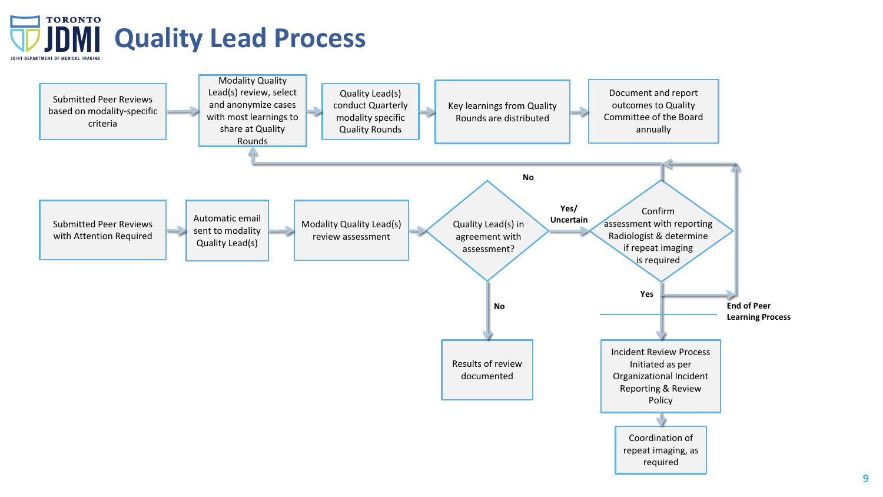# Quality Lead Process

Submitted Peer Reviews based on modality-specific criteria

Modality Quality Lead(s) review, select and anonymize cases with most learnings to share at Quality Rounds

Quality Lead(s) conduct Quarterly modality specific Quality Rounds

Key learnings from Quality Rounds are distributed

Document and report outcomes to Quality Committee of the Board annually

No

Submitted Peer Reviews with Attention Required

Automatic email sent to modality Quality Lead(s)

Modality Quality Lead(s) review assessment

Quality Lead(s) in agreement with assessment?

Yes/ Uncertain

Confirm assessment with reporting Radiologist & determine if repeat imaging is required

Yes

End of Peer Learning Process

No

Results of review documented

Incident Review Process Initiated as per Organizational Incident Reporting & Review Policy

Coordination of repeat imaging, as required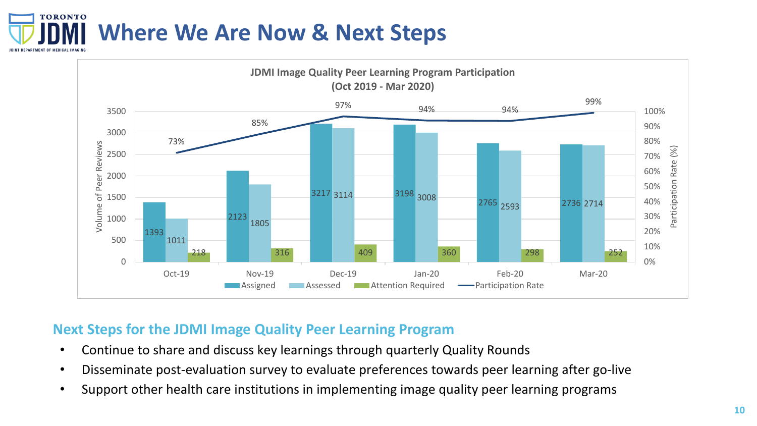# Where We Are Now & Next Steps

JDMI Image Quality Peer Learning Program Participation
(Oct 2019 - Mar 2020)

Volume of Peer Reviews

Participation Rate (%)

0
500
1000
1500
2000
2500
3000
3500

0%
10%
20%
30%
40%
50%
60%
70%
80%
90%
100%

Oct-19
1393
1011
218
73%

Nov-19
2123
1805
316
85%

Dec-19
3217
3114
409
97%

Jan-20
3198
3008
360
94%

Feb-20
2765
2593
298
94%

Mar-20
2736
2714
252
99%

Assigned
Assessed
Attention Required
Participation Rate

## Next Steps for the JDMI Image Quality Peer Learning Program

- Continue to share and discuss key learnings through quarterly Quality Rounds
- Disseminate post-evaluation survey to evaluate preferences towards peer learning after go-live
- Support other health care institutions in implementing image quality peer learning programs